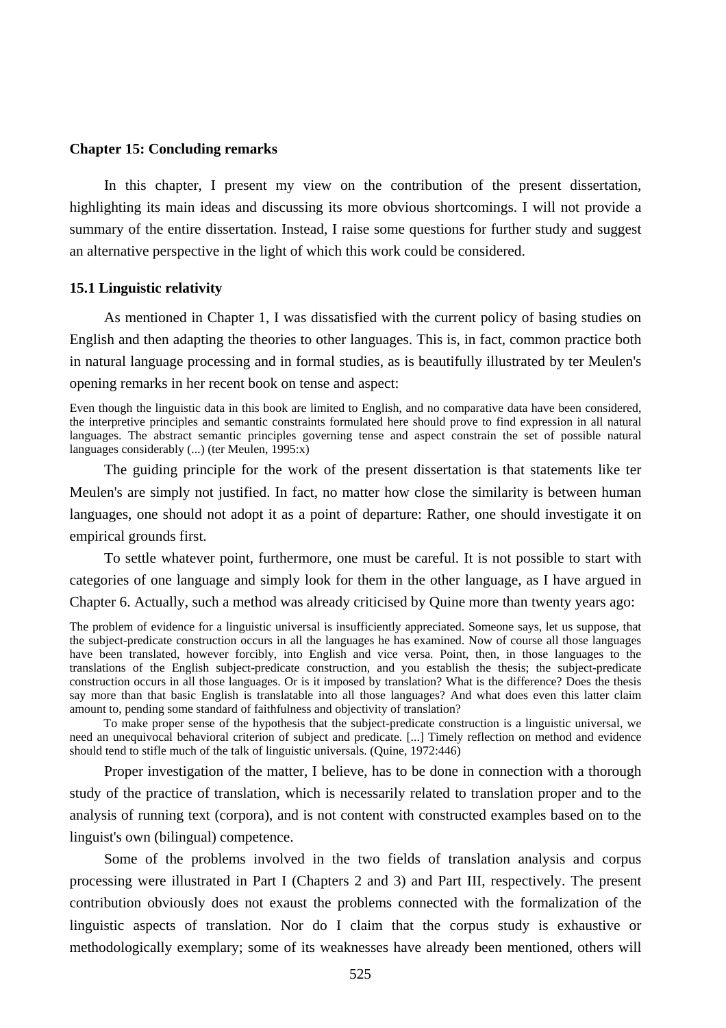## Chapter 15: Concluding remarks

In this chapter, I present my view on the contribution of the present dissertation, highlighting its main ideas and discussing its more obvious shortcomings. I will not provide a summary of the entire dissertation. Instead, I raise some questions for further study and suggest an alternative perspective in the light of which this work could be considered.

### 15.1 Linguistic relativity

As mentioned in Chapter 1, I was dissatisfied with the current policy of basing studies on English and then adapting the theories to other languages. This is, in fact, common practice both in natural language processing and in formal studies, as is beautifully illustrated by ter Meulen's opening remarks in her recent book on tense and aspect:

> Even though the linguistic data in this book are limited to English, and no comparative data have been considered, the interpretive principles and semantic constraints formulated here should prove to find expression in all natural languages. The abstract semantic principles governing tense and aspect constrain the set of possible natural languages considerably (...) (ter Meulen, 1995:x)

The guiding principle for the work of the present dissertation is that statements like ter Meulen's are simply not justified. In fact, no matter how close the similarity is between human languages, one should not adopt it as a point of departure: Rather, one should investigate it on empirical grounds first.

To settle whatever point, furthermore, one must be careful. It is not possible to start with categories of one language and simply look for them in the other language, as I have argued in Chapter 6. Actually, such a method was already criticised by Quine more than twenty years ago:

> The problem of evidence for a linguistic universal is insufficiently appreciated. Someone says, let us suppose, that the subject-predicate construction occurs in all the languages he has examined. Now of course all those languages have been translated, however forcibly, into English and vice versa. Point, then, in those languages to the translations of the English subject-predicate construction, and you establish the thesis; the subject-predicate construction occurs in all those languages. Or is it imposed by translation? What is the difference? Does the thesis say more than that basic English is translatable into all those languages? And what does even this latter claim amount to, pending some standard of faithfulness and objectivity of translation?
>
> To make proper sense of the hypothesis that the subject-predicate construction is a linguistic universal, we need an unequivocal behavioral criterion of subject and predicate. [...] Timely reflection on method and evidence should tend to stifle much of the talk of linguistic universals. (Quine, 1972:446)

Proper investigation of the matter, I believe, has to be done in connection with a thorough study of the practice of translation, which is necessarily related to translation proper and to the analysis of running text (corpora), and is not content with constructed examples based on to the linguist's own (bilingual) competence.

Some of the problems involved in the two fields of translation analysis and corpus processing were illustrated in Part I (Chapters 2 and 3) and Part III, respectively. The present contribution obviously does not exaust the problems connected with the formalization of the linguistic aspects of translation. Nor do I claim that the corpus study is exhaustive or methodologically exemplary; some of its weaknesses have already been mentioned, others will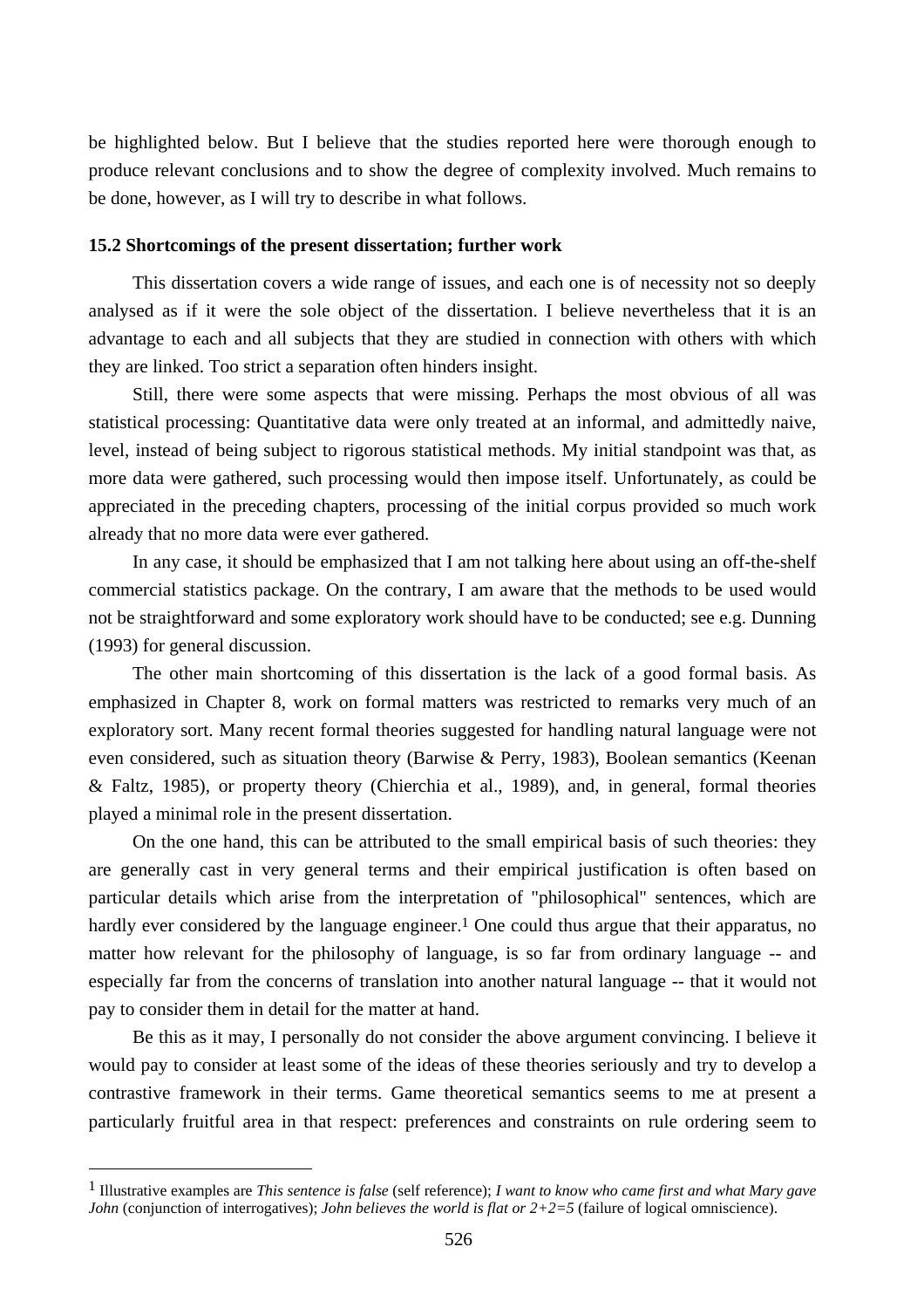be highlighted below. But I believe that the studies reported here were thorough enough to produce relevant conclusions and to show the degree of complexity involved. Much remains to be done, however, as I will try to describe in what follows.

**15.2 Shortcomings of the present dissertation; further work**

This dissertation covers a wide range of issues, and each one is of necessity not so deeply analysed as if it were the sole object of the dissertation. I believe nevertheless that it is an advantage to each and all subjects that they are studied in connection with others with which they are linked. Too strict a separation often hinders insight.

Still, there were some aspects that were missing. Perhaps the most obvious of all was statistical processing: Quantitative data were only treated at an informal, and admittedly naive, level, instead of being subject to rigorous statistical methods. My initial standpoint was that, as more data were gathered, such processing would then impose itself. Unfortunately, as could be appreciated in the preceding chapters, processing of the initial corpus provided so much work already that no more data were ever gathered.

In any case, it should be emphasized that I am not talking here about using an off-the-shelf commercial statistics package. On the contrary, I am aware that the methods to be used would not be straightforward and some exploratory work should have to be conducted; see e.g. Dunning (1993) for general discussion.

The other main shortcoming of this dissertation is the lack of a good formal basis. As emphasized in Chapter 8, work on formal matters was restricted to remarks very much of an exploratory sort. Many recent formal theories suggested for handling natural language were not even considered, such as situation theory (Barwise & Perry, 1983), Boolean semantics (Keenan & Faltz, 1985), or property theory (Chierchia et al., 1989), and, in general, formal theories played a minimal role in the present dissertation.

On the one hand, this can be attributed to the small empirical basis of such theories: they are generally cast in very general terms and their empirical justification is often based on particular details which arise from the interpretation of "philosophical" sentences, which are hardly ever considered by the language engineer.[1] One could thus argue that their apparatus, no matter how relevant for the philosophy of language, is so far from ordinary language -- and especially far from the concerns of translation into another natural language -- that it would not pay to consider them in detail for the matter at hand.

Be this as it may, I personally do not consider the above argument convincing. I believe it would pay to consider at least some of the ideas of these theories seriously and try to develop a contrastive framework in their terms. Game theoretical semantics seems to me at present a particularly fruitful area in that respect: preferences and constraints on rule ordering seem to

---

[1] Illustrative examples are *This sentence is false* (self reference); *I want to know who came first and what Mary gave John* (conjunction of interrogatives); *John believes the world is flat or 2+2=5* (failure of logical omniscience).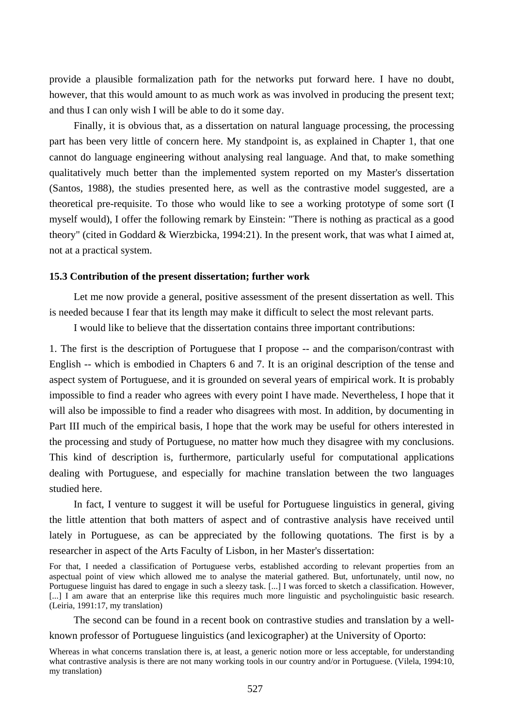provide a plausible formalization path for the networks put forward here. I have no doubt, however, that this would amount to as much work as was involved in producing the present text; and thus I can only wish I will be able to do it some day.

Finally, it is obvious that, as a dissertation on natural language processing, the processing part has been very little of concern here. My standpoint is, as explained in Chapter 1, that one cannot do language engineering without analysing real language. And that, to make something qualitatively much better than the implemented system reported on my Master's dissertation (Santos, 1988), the studies presented here, as well as the contrastive model suggested, are a theoretical pre-requisite. To those who would like to see a working prototype of some sort (I myself would), I offer the following remark by Einstein: "There is nothing as practical as a good theory" (cited in Goddard & Wierzbicka, 1994:21). In the present work, that was what I aimed at, not at a practical system.

### 15.3 Contribution of the present dissertation; further work

Let me now provide a general, positive assessment of the present dissertation as well. This is needed because I fear that its length may make it difficult to select the most relevant parts.

I would like to believe that the dissertation contains three important contributions:

1. The first is the description of Portuguese that I propose -- and the comparison/contrast with English -- which is embodied in Chapters 6 and 7. It is an original description of the tense and aspect system of Portuguese, and it is grounded on several years of empirical work. It is probably impossible to find a reader who agrees with every point I have made. Nevertheless, I hope that it will also be impossible to find a reader who disagrees with most. In addition, by documenting in Part III much of the empirical basis, I hope that the work may be useful for others interested in the processing and study of Portuguese, no matter how much they disagree with my conclusions. This kind of description is, furthermore, particularly useful for computational applications dealing with Portuguese, and especially for machine translation between the two languages studied here.

In fact, I venture to suggest it will be useful for Portuguese linguistics in general, giving the little attention that both matters of aspect and of contrastive analysis have received until lately in Portuguese, as can be appreciated by the following quotations. The first is by a researcher in aspect of the Arts Faculty of Lisbon, in her Master's dissertation:

> For that, I needed a classification of Portuguese verbs, established according to relevant properties from an aspectual point of view which allowed me to analyse the material gathered. But, unfortunately, until now, no Portuguese linguist has dared to engage in such a sleezy task. [...] I was forced to sketch a classification. However, [...] I am aware that an enterprise like this requires much more linguistic and psycholinguistic basic research. (Leiria, 1991:17, my translation)

The second can be found in a recent book on contrastive studies and translation by a well-known professor of Portuguese linguistics (and lexicographer) at the University of Oporto:

> Whereas in what concerns translation there is, at least, a generic notion more or less acceptable, for understanding what contrastive analysis is there are not many working tools in our country and/or in Portuguese. (Vilela, 1994:10, my translation)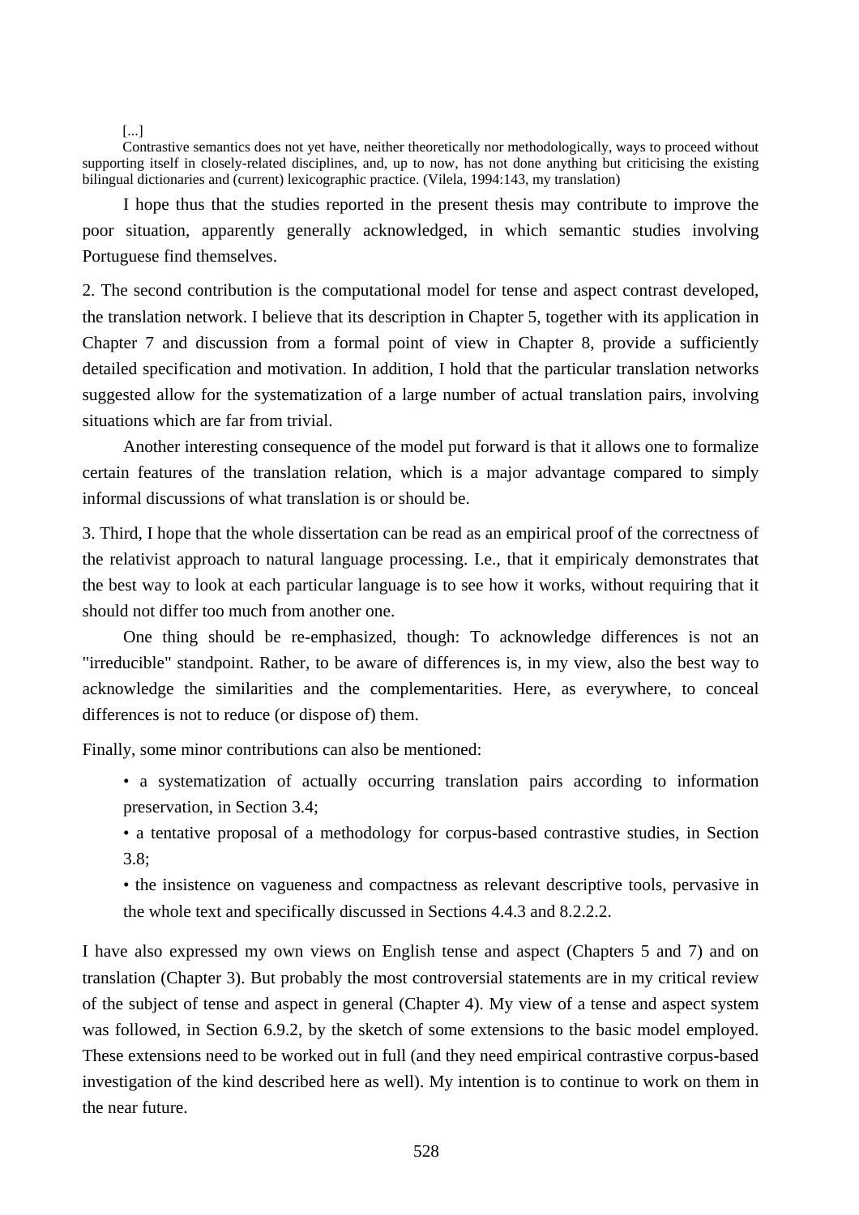> [...]
> Contrastive semantics does not yet have, neither theoretically nor methodologically, ways to proceed without supporting itself in closely-related disciplines, and, up to now, has not done anything but criticising the existing bilingual dictionaries and (current) lexicographic practice. (Vilela, 1994:143, my translation)

I hope thus that the studies reported in the present thesis may contribute to improve the poor situation, apparently generally acknowledged, in which semantic studies involving Portuguese find themselves.

2. The second contribution is the computational model for tense and aspect contrast developed, the translation network. I believe that its description in Chapter 5, together with its application in Chapter 7 and discussion from a formal point of view in Chapter 8, provide a sufficiently detailed specification and motivation. In addition, I hold that the particular translation networks suggested allow for the systematization of a large number of actual translation pairs, involving situations which are far from trivial.

Another interesting consequence of the model put forward is that it allows one to formalize certain features of the translation relation, which is a major advantage compared to simply informal discussions of what translation is or should be.

3. Third, I hope that the whole dissertation can be read as an empirical proof of the correctness of the relativist approach to natural language processing. I.e., that it empiricaly demonstrates that the best way to look at each particular language is to see how it works, without requiring that it should not differ too much from another one.

One thing should be re-emphasized, though: To acknowledge differences is not an "irreducible" standpoint. Rather, to be aware of differences is, in my view, also the best way to acknowledge the similarities and the complementarities. Here, as everywhere, to conceal differences is not to reduce (or dispose of) them.

Finally, some minor contributions can also be mentioned:

- a systematization of actually occurring translation pairs according to information preservation, in Section 3.4;
- a tentative proposal of a methodology for corpus-based contrastive studies, in Section 3.8;
- the insistence on vagueness and compactness as relevant descriptive tools, pervasive in the whole text and specifically discussed in Sections 4.4.3 and 8.2.2.2.

I have also expressed my own views on English tense and aspect (Chapters 5 and 7) and on translation (Chapter 3). But probably the most controversial statements are in my critical review of the subject of tense and aspect in general (Chapter 4). My view of a tense and aspect system was followed, in Section 6.9.2, by the sketch of some extensions to the basic model employed. These extensions need to be worked out in full (and they need empirical contrastive corpus-based investigation of the kind described here as well). My intention is to continue to work on them in the near future.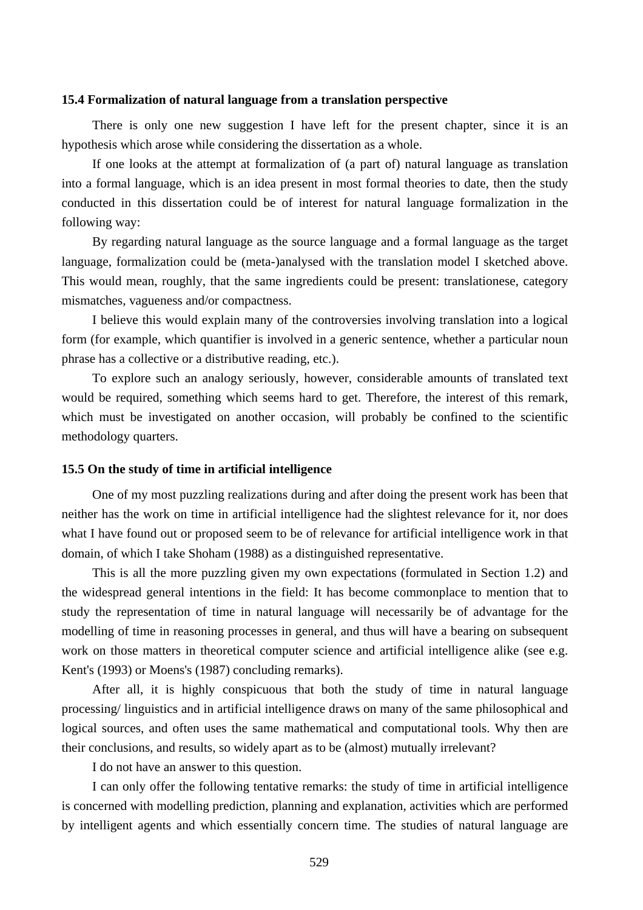### 15.4 Formalization of natural language from a translation perspective

There is only one new suggestion I have left for the present chapter, since it is an hypothesis which arose while considering the dissertation as a whole.

If one looks at the attempt at formalization of (a part of) natural language as translation into a formal language, which is an idea present in most formal theories to date, then the study conducted in this dissertation could be of interest for natural language formalization in the following way:

By regarding natural language as the source language and a formal language as the target language, formalization could be (meta-)analysed with the translation model I sketched above. This would mean, roughly, that the same ingredients could be present: translationese, category mismatches, vagueness and/or compactness.

I believe this would explain many of the controversies involving translation into a logical form (for example, which quantifier is involved in a generic sentence, whether a particular noun phrase has a collective or a distributive reading, etc.).

To explore such an analogy seriously, however, considerable amounts of translated text would be required, something which seems hard to get. Therefore, the interest of this remark, which must be investigated on another occasion, will probably be confined to the scientific methodology quarters.

### 15.5 On the study of time in artificial intelligence

One of my most puzzling realizations during and after doing the present work has been that neither has the work on time in artificial intelligence had the slightest relevance for it, nor does what I have found out or proposed seem to be of relevance for artificial intelligence work in that domain, of which I take Shoham (1988) as a distinguished representative.

This is all the more puzzling given my own expectations (formulated in Section 1.2) and the widespread general intentions in the field: It has become commonplace to mention that to study the representation of time in natural language will necessarily be of advantage for the modelling of time in reasoning processes in general, and thus will have a bearing on subsequent work on those matters in theoretical computer science and artificial intelligence alike (see e.g. Kent's (1993) or Moens's (1987) concluding remarks).

After all, it is highly conspicuous that both the study of time in natural language processing/ linguistics and in artificial intelligence draws on many of the same philosophical and logical sources, and often uses the same mathematical and computational tools. Why then are their conclusions, and results, so widely apart as to be (almost) mutually irrelevant?

I do not have an answer to this question.

I can only offer the following tentative remarks: the study of time in artificial intelligence is concerned with modelling prediction, planning and explanation, activities which are performed by intelligent agents and which essentially concern time. The studies of natural language are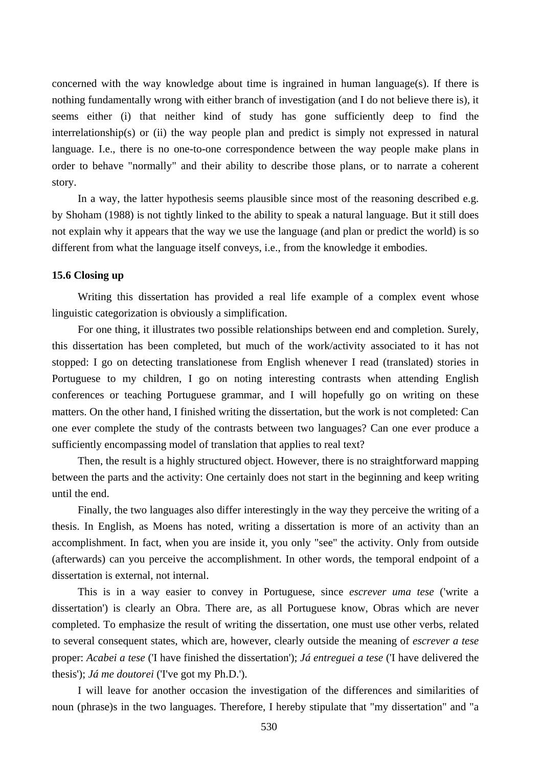concerned with the way knowledge about time is ingrained in human language(s). If there is nothing fundamentally wrong with either branch of investigation (and I do not believe there is), it seems either (i) that neither kind of study has gone sufficiently deep to find the interrelationship(s) or (ii) the way people plan and predict is simply not expressed in natural language. I.e., there is no one-to-one correspondence between the way people make plans in order to behave "normally" and their ability to describe those plans, or to narrate a coherent story.

In a way, the latter hypothesis seems plausible since most of the reasoning described e.g. by Shoham (1988) is not tightly linked to the ability to speak a natural language. But it still does not explain why it appears that the way we use the language (and plan or predict the world) is so different from what the language itself conveys, i.e., from the knowledge it embodies.

### 15.6 Closing up

Writing this dissertation has provided a real life example of a complex event whose linguistic categorization is obviously a simplification.

For one thing, it illustrates two possible relationships between end and completion. Surely, this dissertation has been completed, but much of the work/activity associated to it has not stopped: I go on detecting translationese from English whenever I read (translated) stories in Portuguese to my children, I go on noting interesting contrasts when attending English conferences or teaching Portuguese grammar, and I will hopefully go on writing on these matters. On the other hand, I finished writing the dissertation, but the work is not completed: Can one ever complete the study of the contrasts between two languages? Can one ever produce a sufficiently encompassing model of translation that applies to real text?

Then, the result is a highly structured object. However, there is no straightforward mapping between the parts and the activity: One certainly does not start in the beginning and keep writing until the end.

Finally, the two languages also differ interestingly in the way they perceive the writing of a thesis. In English, as Moens has noted, writing a dissertation is more of an activity than an accomplishment. In fact, when you are inside it, you only "see" the activity. Only from outside (afterwards) can you perceive the accomplishment. In other words, the temporal endpoint of a dissertation is external, not internal.

This is in a way easier to convey in Portuguese, since *escrever uma tese* ('write a dissertation') is clearly an Obra. There are, as all Portuguese know, Obras which are never completed. To emphasize the result of writing the dissertation, one must use other verbs, related to several consequent states, which are, however, clearly outside the meaning of *escrever a tese* proper: *Acabei a tese* ('I have finished the dissertation'); *Já entreguei a tese* ('I have delivered the thesis'); *Já me doutorei* ('I've got my Ph.D.').

I will leave for another occasion the investigation of the differences and similarities of noun (phrase)s in the two languages. Therefore, I hereby stipulate that "my dissertation" and "a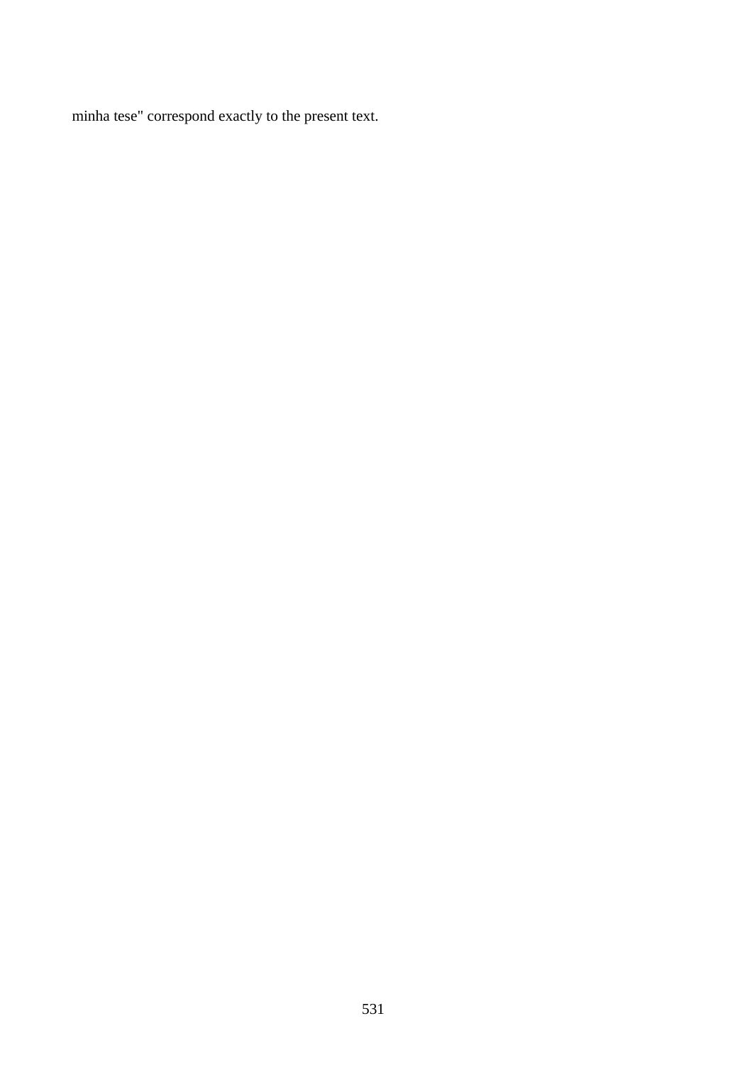minha tese" correspond exactly to the present text.